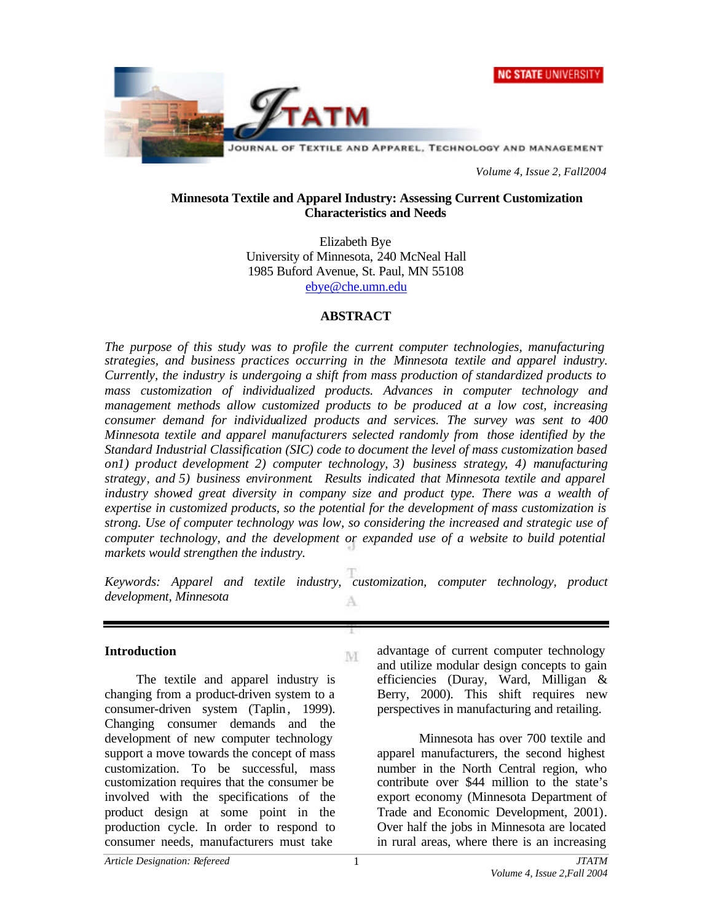# Minnesota Textile and Apparel Industry: Assessing Current Customization Characteristics and Needs

Elizabeth Bye
University of Minnesota, 240 McNeal Hall
1985 Buford Avenue, St. Paul, MN 55108
ebye@che.umn.edu

## ABSTRACT

*The purpose of this study was to profile the current computer technologies, manufacturing strategies, and business practices occurring in the Minnesota textile and apparel industry. Currently, the industry is undergoing a shift from mass production of standardized products to mass customization of individualized products. Advances in computer technology and management methods allow customized products to be produced at a low cost, increasing consumer demand for individualized products and services. The survey was sent to 400 Minnesota textile and apparel manufacturers selected randomly from those identified by the Standard Industrial Classification (SIC) code to document the level of mass customization based on1) product development 2) computer technology, 3) business strategy, 4) manufacturing strategy, and 5) business environment. Results indicated that Minnesota textile and apparel industry showed great diversity in company size and product type. There was a wealth of expertise in customized products, so the potential for the development of mass customization is strong. Use of computer technology was low, so considering the increased and strategic use of computer technology, and the development or expanded use of a website to build potential markets would strengthen the industry.*

*Keywords: Apparel and textile industry, customization, computer technology, product development, Minnesota*

---

## Introduction

The textile and apparel industry is changing from a product-driven system to a consumer-driven system (Taplin, 1999). Changing consumer demands and the development of new computer technology support a move towards the concept of mass customization. To be successful, mass customization requires that the consumer be involved with the specifications of the product design at some point in the production cycle. In order to respond to consumer needs, manufacturers must take advantage of current computer technology and utilize modular design concepts to gain efficiencies (Duray, Ward, Milligan & Berry, 2000). This shift requires new perspectives in manufacturing and retailing.

Minnesota has over 700 textile and apparel manufacturers, the second highest number in the North Central region, who contribute over $44 million to the state's export economy (Minnesota Department of Trade and Economic Development, 2001). Over half the jobs in Minnesota are located in rural areas, where there is an increasing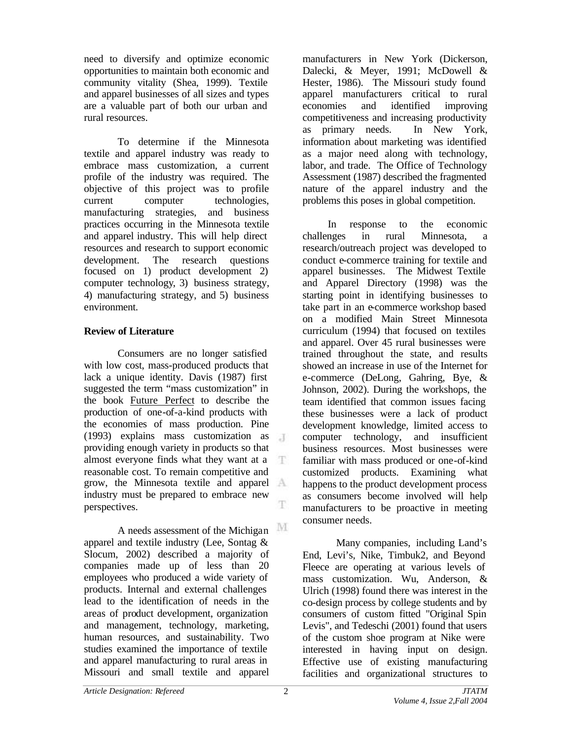need to diversify and optimize economic opportunities to maintain both economic and community vitality (Shea, 1999). Textile and apparel businesses of all sizes and types are a valuable part of both our urban and rural resources.

To determine if the Minnesota textile and apparel industry was ready to embrace mass customization, a current profile of the industry was required. The objective of this project was to profile current computer technologies, manufacturing strategies, and business practices occurring in the Minnesota textile and apparel industry. This will help direct resources and research to support economic development. The research questions focused on 1) product development 2) computer technology, 3) business strategy, 4) manufacturing strategy, and 5) business environment.

## Review of Literature

Consumers are no longer satisfied with low cost, mass-produced products that lack a unique identity. Davis (1987) first suggested the term "mass customization" in the book Future Perfect to describe the production of one-of-a-kind products with the economies of mass production. Pine (1993) explains mass customization as providing enough variety in products so that almost everyone finds what they want at a reasonable cost. To remain competitive and grow, the Minnesota textile and apparel industry must be prepared to embrace new perspectives.

A needs assessment of the Michigan apparel and textile industry (Lee, Sontag & Slocum, 2002) described a majority of companies made up of less than 20 employees who produced a wide variety of products. Internal and external challenges lead to the identification of needs in the areas of product development, organization and management, technology, marketing, human resources, and sustainability. Two studies examined the importance of textile and apparel manufacturing to rural areas in Missouri and small textile and apparel manufacturers in New York (Dickerson, Dalecki, & Meyer, 1991; McDowell & Hester, 1986). The Missouri study found apparel manufacturers critical to rural economies and identified improving competitiveness and increasing productivity as primary needs. In New York, information about marketing was identified as a major need along with technology, labor, and trade. The Office of Technology Assessment (1987) described the fragmented nature of the apparel industry and the problems this poses in global competition.

In response to the economic challenges in rural Minnesota, a research/outreach project was developed to conduct e-commerce training for textile and apparel businesses. The Midwest Textile and Apparel Directory (1998) was the starting point in identifying businesses to take part in an e-commerce workshop based on a modified Main Street Minnesota curriculum (1994) that focused on textiles and apparel. Over 45 rural businesses were trained throughout the state, and results showed an increase in use of the Internet for e-commerce (DeLong, Gahring, Bye, & Johnson, 2002). During the workshops, the team identified that common issues facing these businesses were a lack of product development knowledge, limited access to computer technology, and insufficient business resources. Most businesses were familiar with mass produced or one-of-kind customized products. Examining what happens to the product development process as consumers become involved will help manufacturers to be proactive in meeting consumer needs.

Many companies, including Land's End, Levi's, Nike, Timbuk2, and Beyond Fleece are operating at various levels of mass customization. Wu, Anderson, & Ulrich (1998) found there was interest in the co-design process by college students and by consumers of custom fitted "Original Spin Levis", and Tedeschi (2001) found that users of the custom shoe program at Nike were interested in having input on design. Effective use of existing manufacturing facilities and organizational structures to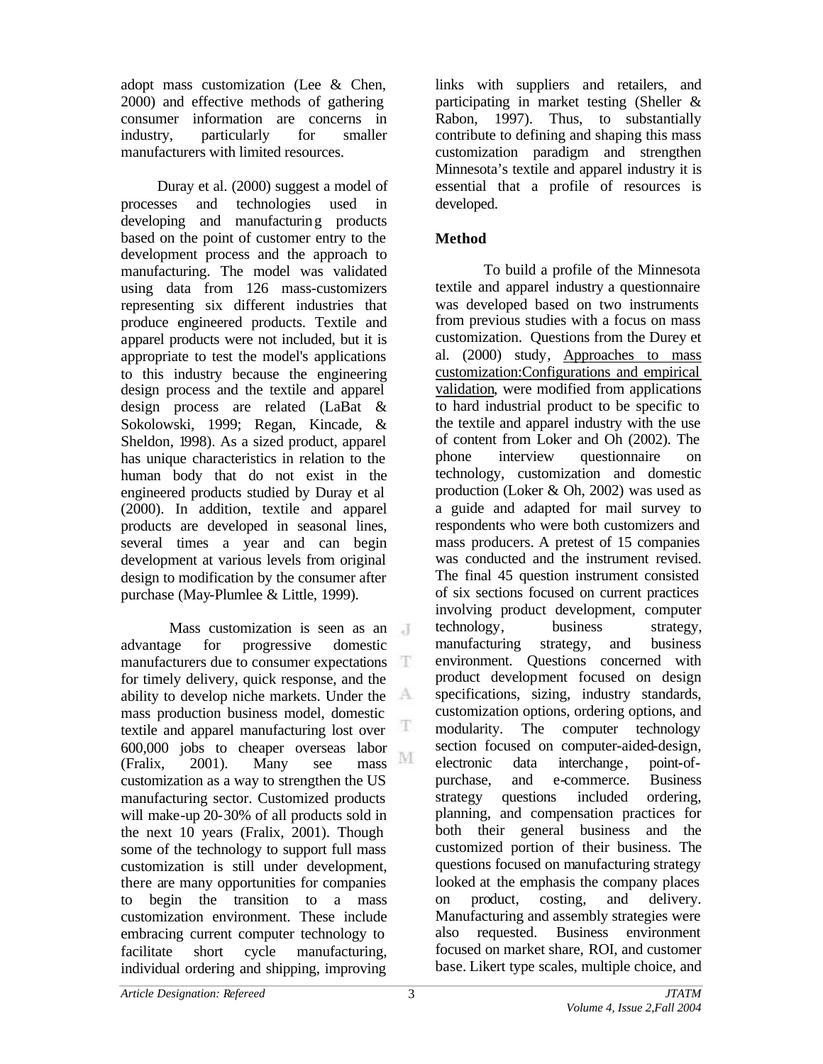adopt mass customization (Lee & Chen, 2000) and effective methods of gathering consumer information are concerns in industry, particularly for smaller manufacturers with limited resources.

Duray et al. (2000) suggest a model of processes and technologies used in developing and manufacturing products based on the point of customer entry to the development process and the approach to manufacturing. The model was validated using data from 126 mass-customizers representing six different industries that produce engineered products. Textile and apparel products were not included, but it is appropriate to test the model's applications to this industry because the engineering design process and the textile and apparel design process are related (LaBat & Sokolowski, 1999; Regan, Kincade, & Sheldon, 1998). As a sized product, apparel has unique characteristics in relation to the human body that do not exist in the engineered products studied by Duray et al (2000). In addition, textile and apparel products are developed in seasonal lines, several times a year and can begin development at various levels from original design to modification by the consumer after purchase (May-Plumlee & Little, 1999).

Mass customization is seen as an advantage for progressive domestic manufacturers due to consumer expectations for timely delivery, quick response, and the ability to develop niche markets. Under the mass production business model, domestic textile and apparel manufacturing lost over 600,000 jobs to cheaper overseas labor (Fralix, 2001). Many see mass customization as a way to strengthen the US manufacturing sector. Customized products will make-up 20-30% of all products sold in the next 10 years (Fralix, 2001). Though some of the technology to support full mass customization is still under development, there are many opportunities for companies to begin the transition to a mass customization environment. These include embracing current computer technology to facilitate short cycle manufacturing, individual ordering and shipping, improving links with suppliers and retailers, and participating in market testing (Sheller & Rabon, 1997). Thus, to substantially contribute to defining and shaping this mass customization paradigm and strengthen Minnesota's textile and apparel industry it is essential that a profile of resources is developed.

## Method

To build a profile of the Minnesota textile and apparel industry a questionnaire was developed based on two instruments from previous studies with a focus on mass customization. Questions from the Durey et al. (2000) study, Approaches to mass customization:Configurations and empirical validation, were modified from applications to hard industrial product to be specific to the textile and apparel industry with the use of content from Loker and Oh (2002). The phone interview questionnaire on technology, customization and domestic production (Loker & Oh, 2002) was used as a guide and adapted for mail survey to respondents who were both customizers and mass producers. A pretest of 15 companies was conducted and the instrument revised. The final 45 question instrument consisted of six sections focused on current practices involving product development, computer technology, business strategy, manufacturing strategy, and business environment. Questions concerned with product development focused on design specifications, sizing, industry standards, customization options, ordering options, and modularity. The computer technology section focused on computer-aided-design, electronic data interchange, point-of-purchase, and e-commerce. Business strategy questions included ordering, planning, and compensation practices for both their general business and the customized portion of their business. The questions focused on manufacturing strategy looked at the emphasis the company places on product, costing, and delivery. Manufacturing and assembly strategies were also requested. Business environment focused on market share, ROI, and customer base. Likert type scales, multiple choice, and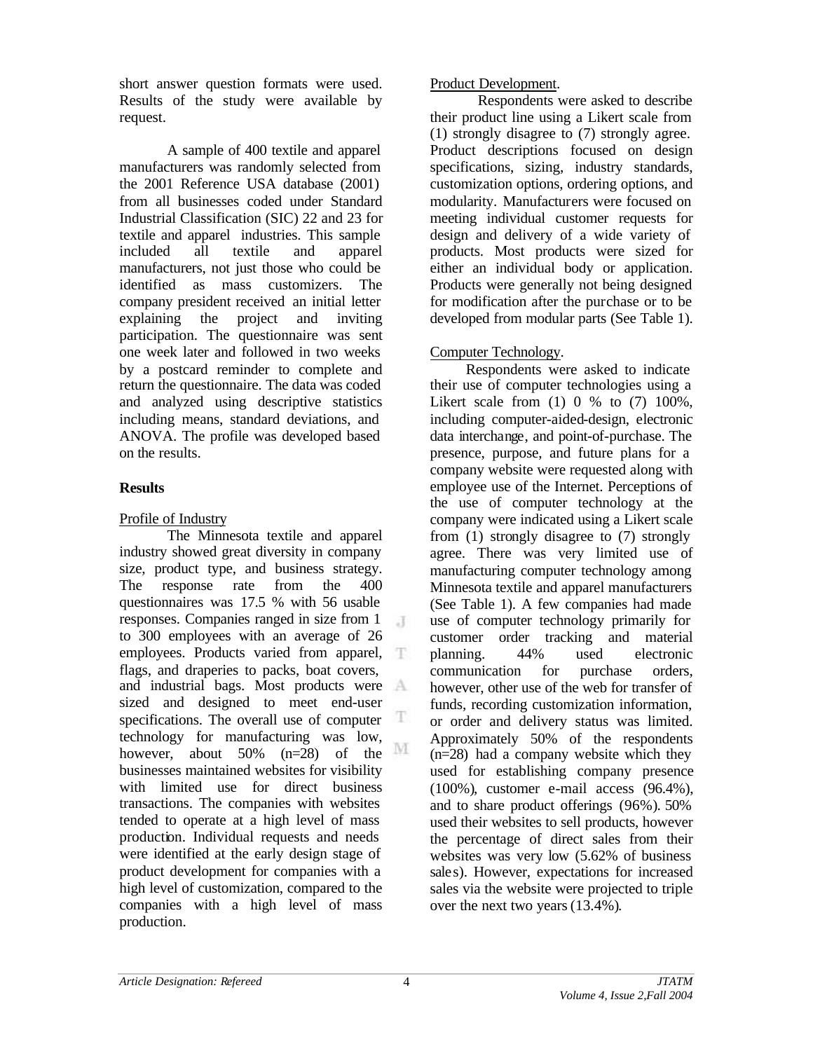short answer question formats were used. Results of the study were available by request.

A sample of 400 textile and apparel manufacturers was randomly selected from the 2001 Reference USA database (2001) from all businesses coded under Standard Industrial Classification (SIC) 22 and 23 for textile and apparel industries. This sample included all textile and apparel manufacturers, not just those who could be identified as mass customizers. The company president received an initial letter explaining the project and inviting participation. The questionnaire was sent one week later and followed in two weeks by a postcard reminder to complete and return the questionnaire. The data was coded and analyzed using descriptive statistics including means, standard deviations, and ANOVA. The profile was developed based on the results.

## Results

Profile of Industry

The Minnesota textile and apparel industry showed great diversity in company size, product type, and business strategy. The response rate from the 400 questionnaires was 17.5 % with 56 usable responses. Companies ranged in size from 1 to 300 employees with an average of 26 employees. Products varied from apparel, flags, and draperies to packs, boat covers, and industrial bags. Most products were sized and designed to meet end-user specifications. The overall use of computer technology for manufacturing was low, however, about 50% (n=28) of the businesses maintained websites for visibility with limited use for direct business transactions. The companies with websites tended to operate at a high level of mass production. Individual requests and needs were identified at the early design stage of product development for companies with a high level of customization, compared to the companies with a high level of mass production.

Product Development.

Respondents were asked to describe their product line using a Likert scale from (1) strongly disagree to (7) strongly agree. Product descriptions focused on design specifications, sizing, industry standards, customization options, ordering options, and modularity. Manufacturers were focused on meeting individual customer requests for design and delivery of a wide variety of products. Most products were sized for either an individual body or application. Products were generally not being designed for modification after the purchase or to be developed from modular parts (See Table 1).

Computer Technology.

Respondents were asked to indicate their use of computer technologies using a Likert scale from (1) 0 % to (7) 100%, including computer-aided-design, electronic data interchange, and point-of-purchase. The presence, purpose, and future plans for a company website were requested along with employee use of the Internet. Perceptions of the use of computer technology at the company were indicated using a Likert scale from (1) strongly disagree to (7) strongly agree. There was very limited use of manufacturing computer technology among Minnesota textile and apparel manufacturers (See Table 1). A few companies had made use of computer technology primarily for customer order tracking and material planning. 44% used electronic communication for purchase orders, however, other use of the web for transfer of funds, recording customization information, or order and delivery status was limited. Approximately 50% of the respondents (n=28) had a company website which they used for establishing company presence (100%), customer e-mail access (96.4%), and to share product offerings (96%). 50% used their websites to sell products, however the percentage of direct sales from their websites was very low (5.62% of business sales). However, expectations for increased sales via the website were projected to triple over the next two years (13.4%).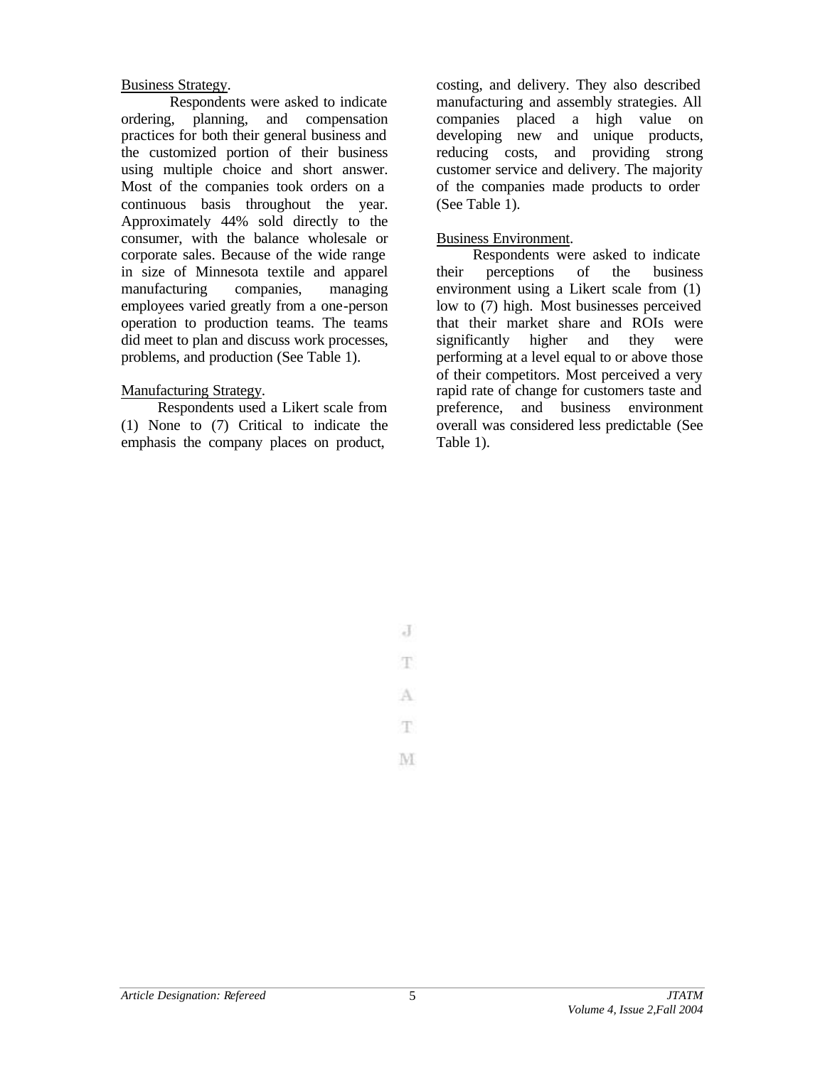Business Strategy.

Respondents were asked to indicate ordering, planning, and compensation practices for both their general business and the customized portion of their business using multiple choice and short answer. Most of the companies took orders on a continuous basis throughout the year. Approximately 44% sold directly to the consumer, with the balance wholesale or corporate sales. Because of the wide range in size of Minnesota textile and apparel manufacturing companies, managing employees varied greatly from a one-person operation to production teams. The teams did meet to plan and discuss work processes, problems, and production (See Table 1).

Manufacturing Strategy.

Respondents used a Likert scale from (1) None to (7) Critical to indicate the emphasis the company places on product, costing, and delivery. They also described manufacturing and assembly strategies. All companies placed a high value on developing new and unique products, reducing costs, and providing strong customer service and delivery. The majority of the companies made products to order (See Table 1).

Business Environment.

Respondents were asked to indicate their perceptions of the business environment using a Likert scale from (1) low to (7) high. Most businesses perceived that their market share and ROIs were significantly higher and they were performing at a level equal to or above those of their competitors. Most perceived a very rapid rate of change for customers taste and preference, and business environment overall was considered less predictable (See Table 1).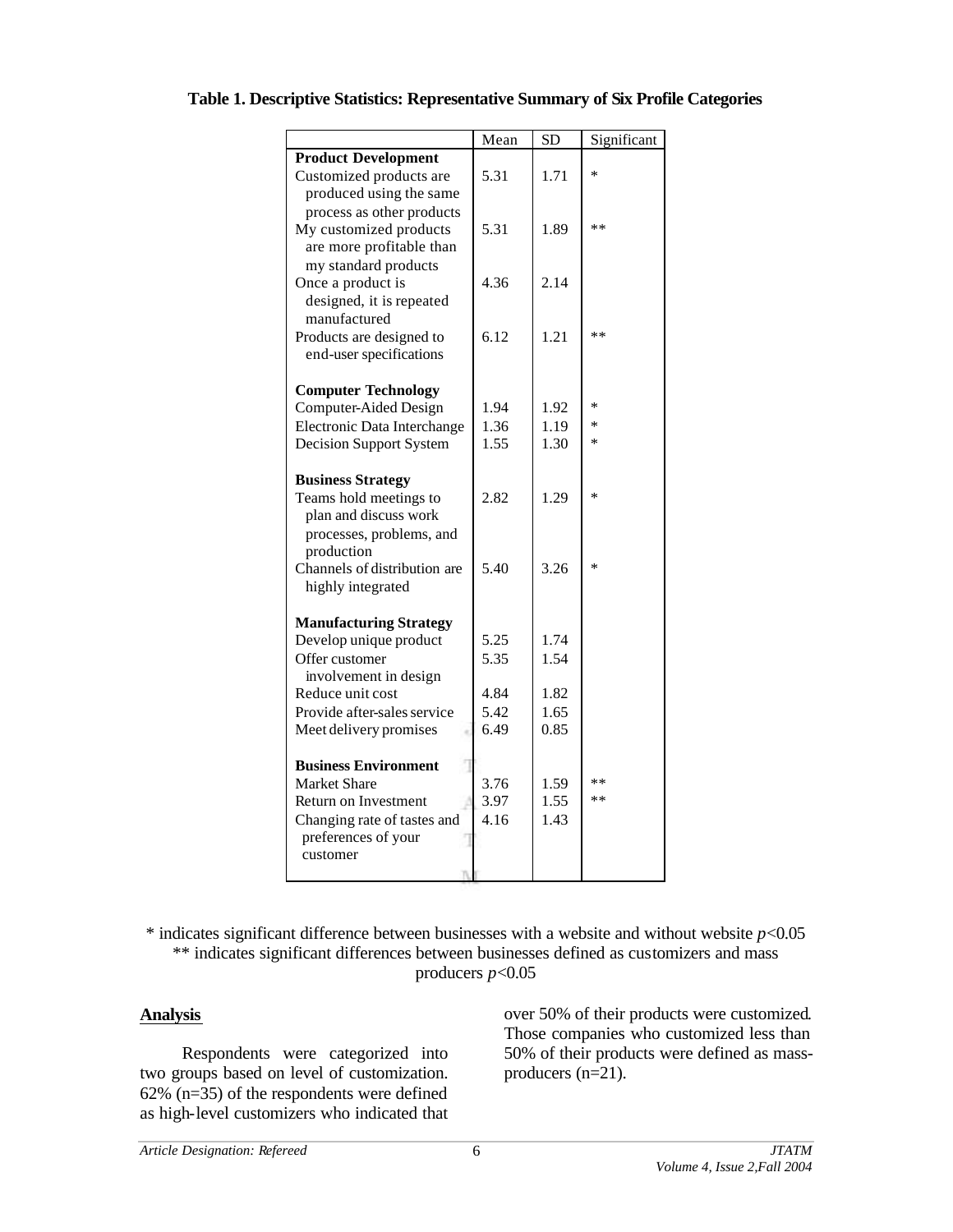**Table 1. Descriptive Statistics: Representative Summary of Six Profile Categories**

| | Mean | SD | Significant |
|---|---|---|---|
| **Product Development** | | | |
| Customized products are produced using the same process as other products | 5.31 | 1.71 | * |
| My customized products are more profitable than my standard products | 5.31 | 1.89 | ** |
| Once a product is designed, it is repeated manufactured | 4.36 | 2.14 | |
| Products are designed to end-user specifications | 6.12 | 1.21 | ** |
| **Computer Technology** | | | |
| Computer-Aided Design | 1.94 | 1.92 | * |
| Electronic Data Interchange | 1.36 | 1.19 | * |
| Decision Support System | 1.55 | 1.30 | * |
| **Business Strategy** | | | |
| Teams hold meetings to plan and discuss work processes, problems, and production | 2.82 | 1.29 | * |
| Channels of distribution are highly integrated | 5.40 | 3.26 | * |
| **Manufacturing Strategy** | | | |
| Develop unique product | 5.25 | 1.74 | |
| Offer customer involvement in design | 5.35 | 1.54 | |
| Reduce unit cost | 4.84 | 1.82 | |
| Provide after-sales service | 5.42 | 1.65 | |
| Meet delivery promises | 6.49 | 0.85 | |
| **Business Environment** | | | |
| Market Share | 3.76 | 1.59 | ** |
| Return on Investment | 3.97 | 1.55 | ** |
| Changing rate of tastes and preferences of your customer | 4.16 | 1.43 | |

* indicates significant difference between businesses with a website and without website $p<0.05$
** indicates significant differences between businesses defined as customizers and mass producers $p<0.05$

## Analysis

Respondents were categorized into two groups based on level of customization. 62% (n=35) of the respondents were defined as high-level customizers who indicated that over 50% of their products were customized. Those companies who customized less than 50% of their products were defined as mass-producers (n=21).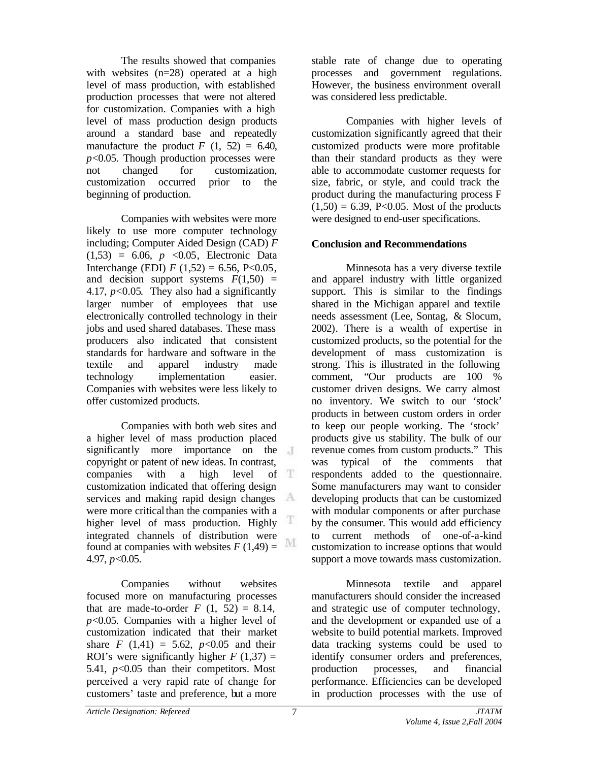The results showed that companies with websites (n=28) operated at a high level of mass production, with established production processes that were not altered for customization. Companies with a high level of mass production design products around a standard base and repeatedly manufacture the product $F$ (1, 52) = 6.40, $p<0.05$. Though production processes were not changed for customization, customization occurred prior to the beginning of production.

Companies with websites were more likely to use more computer technology including; Computer Aided Design (CAD) $F$ (1,53) = 6.06, $p<0.05$, Electronic Data Interchange (EDI) $F$ (1,52) = 6.56, $P<0.05$, and decision support systems $F$(1,50) = 4.17, $p<0.05$. They also had a significantly larger number of employees that use electronically controlled technology in their jobs and used shared databases. These mass producers also indicated that consistent standards for hardware and software in the textile and apparel industry made technology implementation easier. Companies with websites were less likely to offer customized products.

Companies with both web sites and a higher level of mass production placed significantly more importance on the copyright or patent of new ideas. In contrast, companies with a high level of customization indicated that offering design services and making rapid design changes were more critical than the companies with a higher level of mass production. Highly integrated channels of distribution were found at companies with websites $F$ (1,49) = 4.97, $p<0.05$.

Companies without websites focused more on manufacturing processes that are made-to-order $F$ (1, 52) = 8.14, $p<0.05$. Companies with a higher level of customization indicated that their market share $F$ (1,41) = 5.62, $p<0.05$ and their ROI's were significantly higher $F$ (1,37) = 5.41, $p<0.05$ than their competitors. Most perceived a very rapid rate of change for customers' taste and preference, but a more stable rate of change due to operating processes and government regulations. However, the business environment overall was considered less predictable.

Companies with higher levels of customization significantly agreed that their customized products were more profitable than their standard products as they were able to accommodate customer requests for size, fabric, or style, and could track the product during the manufacturing process F (1,50) = 6.39, $P<0.05$. Most of the products were designed to end-user specifications.

## Conclusion and Recommendations

Minnesota has a very diverse textile and apparel industry with little organized support. This is similar to the findings shared in the Michigan apparel and textile needs assessment (Lee, Sontag, & Slocum, 2002). There is a wealth of expertise in customized products, so the potential for the development of mass customization is strong. This is illustrated in the following comment, "Our products are 100 % customer driven designs. We carry almost no inventory. We switch to our 'stock' products in between custom orders in order to keep our people working. The 'stock' products give us stability. The bulk of our revenue comes from custom products." This was typical of the comments that respondents added to the questionnaire. Some manufacturers may want to consider developing products that can be customized with modular components or after purchase by the consumer. This would add efficiency to current methods of one-of-a-kind customization to increase options that would support a move towards mass customization.

Minnesota textile and apparel manufacturers should consider the increased and strategic use of computer technology, and the development or expanded use of a website to build potential markets. Improved data tracking systems could be used to identify consumer orders and preferences, production processes, and financial performance. Efficiencies can be developed in production processes with the use of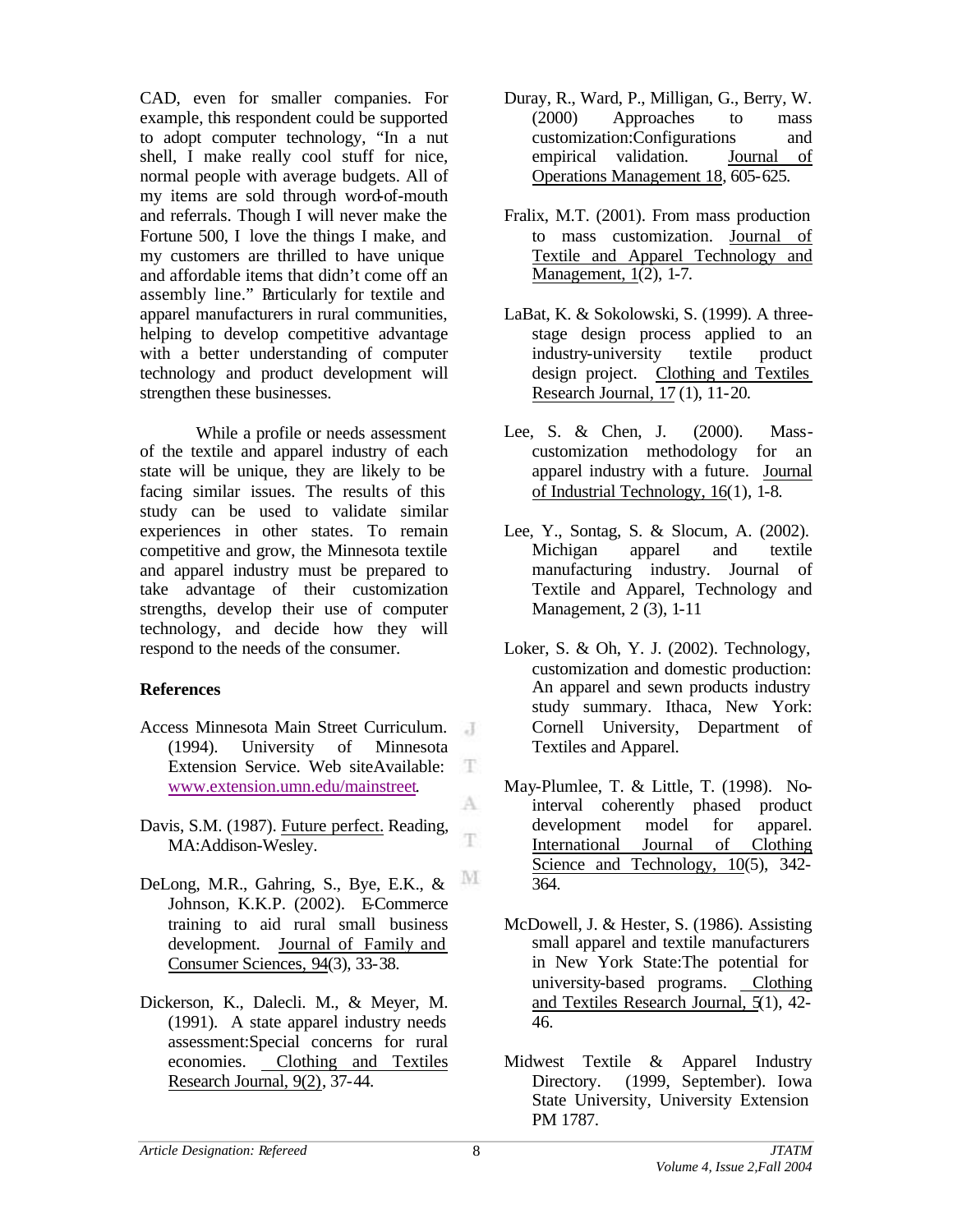CAD, even for smaller companies. For example, this respondent could be supported to adopt computer technology, "In a nut shell, I make really cool stuff for nice, normal people with average budgets. All of my items are sold through word-of-mouth and referrals. Though I will never make the Fortune 500, I love the things I make, and my customers are thrilled to have unique and affordable items that didn't come off an assembly line." Particularly for textile and apparel manufacturers in rural communities, helping to develop competitive advantage with a better understanding of computer technology and product development will strengthen these businesses.

While a profile or needs assessment of the textile and apparel industry of each state will be unique, they are likely to be facing similar issues. The results of this study can be used to validate similar experiences in other states. To remain competitive and grow, the Minnesota textile and apparel industry must be prepared to take advantage of their customization strengths, develop their use of computer technology, and decide how they will respond to the needs of the consumer.

**References**

Access Minnesota Main Street Curriculum. (1994). University of Minnesota Extension Service. Web site Available: www.extension.umn.edu/mainstreet.

Davis, S.M. (1987). Future perfect. Reading, MA:Addison-Wesley.

DeLong, M.R., Gahring, S., Bye, E.K., & Johnson, K.K.P. (2002). E-Commerce training to aid rural small business development. Journal of Family and Consumer Sciences, 94(3), 33-38.

Dickerson, K., Dalecli. M., & Meyer, M. (1991). A state apparel industry needs assessment:Special concerns for rural economies. Clothing and Textiles Research Journal, 9(2), 37-44.

Duray, R., Ward, P., Milligan, G., Berry, W. (2000) Approaches to mass customization:Configurations and empirical validation. Journal of Operations Management 18, 605-625.

Fralix, M.T. (2001). From mass production to mass customization. Journal of Textile and Apparel Technology and Management, 1(2), 1-7.

LaBat, K. & Sokolowski, S. (1999). A three-stage design process applied to an industry-university textile product design project. Clothing and Textiles Research Journal, 17 (1), 11-20.

Lee, S. & Chen, J. (2000). Mass-customization methodology for an apparel industry with a future. Journal of Industrial Technology, 16(1), 1-8.

Lee, Y., Sontag, S. & Slocum, A. (2002). Michigan apparel and textile manufacturing industry. Journal of Textile and Apparel, Technology and Management, 2 (3), 1-11

Loker, S. & Oh, Y. J. (2002). Technology, customization and domestic production: An apparel and sewn products industry study summary. Ithaca, New York: Cornell University, Department of Textiles and Apparel.

May-Plumlee, T. & Little, T. (1998). No-interval coherently phased product development model for apparel. International Journal of Clothing Science and Technology, 10(5), 342-364.

McDowell, J. & Hester, S. (1986). Assisting small apparel and textile manufacturers in New York State:The potential for university-based programs. Clothing and Textiles Research Journal, 5(1), 42-46.

Midwest Textile & Apparel Industry Directory. (1999, September). Iowa State University, University Extension PM 1787.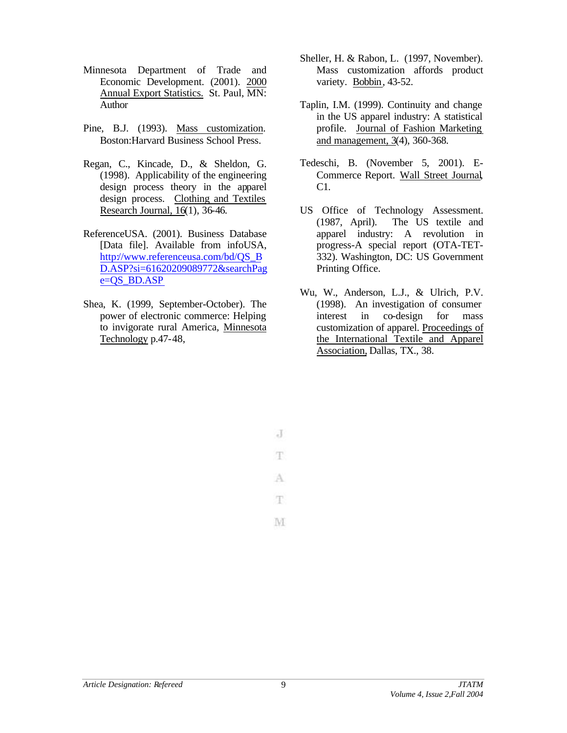Minnesota Department of Trade and Economic Development. (2001). 2000 Annual Export Statistics. St. Paul, MN: Author

Pine, B.J. (1993). Mass customization. Boston:Harvard Business School Press.

Regan, C., Kincade, D., & Sheldon, G. (1998). Applicability of the engineering design process theory in the apparel design process. Clothing and Textiles Research Journal, 16(1), 36-46.

ReferenceUSA. (2001). Business Database [Data file]. Available from infoUSA, http://www.referenceusa.com/bd/QS_BD.ASP?si=61620209089772&searchPage=QS_BD.ASP

Shea, K. (1999, September-October). The power of electronic commerce: Helping to invigorate rural America, Minnesota Technology p.47-48,

Sheller, H. & Rabon, L. (1997, November). Mass customization affords product variety. Bobbin, 43-52.

Taplin, I.M. (1999). Continuity and change in the US apparel industry: A statistical profile. Journal of Fashion Marketing and management, 3(4), 360-368.

Tedeschi, B. (November 5, 2001). E-Commerce Report. Wall Street Journal, C1.

US Office of Technology Assessment. (1987, April). The US textile and apparel industry: A revolution in progress-A special report (OTA-TET-332). Washington, DC: US Government Printing Office.

Wu, W., Anderson, L.J., & Ulrich, P.V. (1998). An investigation of consumer interest in co-design for mass customization of apparel. Proceedings of the International Textile and Apparel Association, Dallas, TX., 38.